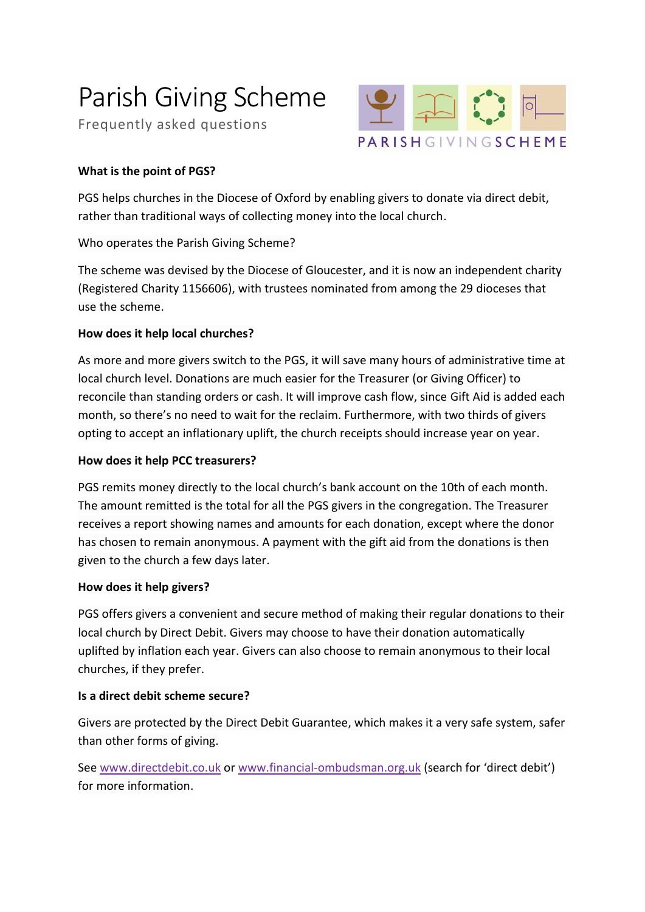# Parish Giving Scheme

Frequently asked questions

PARISHGIVINGSCHEME

**What is the point of PGS?**

PGS helps churches in the Diocese of Oxford by enabling givers to donate via direct debit, rather than traditional ways of collecting money into the local church.

Who operates the Parish Giving Scheme?

The scheme was devised by the Diocese of Gloucester, and it is now an independent charity (Registered Charity 1156606), with trustees nominated from among the 29 dioceses that use the scheme.

**How does it help local churches?**

As more and more givers switch to the PGS, it will save many hours of administrative time at local church level. Donations are much easier for the Treasurer (or Giving Officer) to reconcile than standing orders or cash. It will improve cash flow, since Gift Aid is added each month, so there's no need to wait for the reclaim. Furthermore, with two thirds of givers opting to accept an inflationary uplift, the church receipts should increase year on year.

**How does it help PCC treasurers?**

PGS remits money directly to the local church's bank account on the 10th of each month. The amount remitted is the total for all the PGS givers in the congregation. The Treasurer receives a report showing names and amounts for each donation, except where the donor has chosen to remain anonymous. A payment with the gift aid from the donations is then given to the church a few days later.

**How does it help givers?**

PGS offers givers a convenient and secure method of making their regular donations to their local church by Direct Debit. Givers may choose to have their donation automatically uplifted by inflation each year. Givers can also choose to remain anonymous to their local churches, if they prefer.

**Is a direct debit scheme secure?**

Givers are protected by the Direct Debit Guarantee, which makes it a very safe system, safer than other forms of giving.

See www.directdebit.co.uk or www.financial-ombudsman.org.uk (search for 'direct debit') for more information.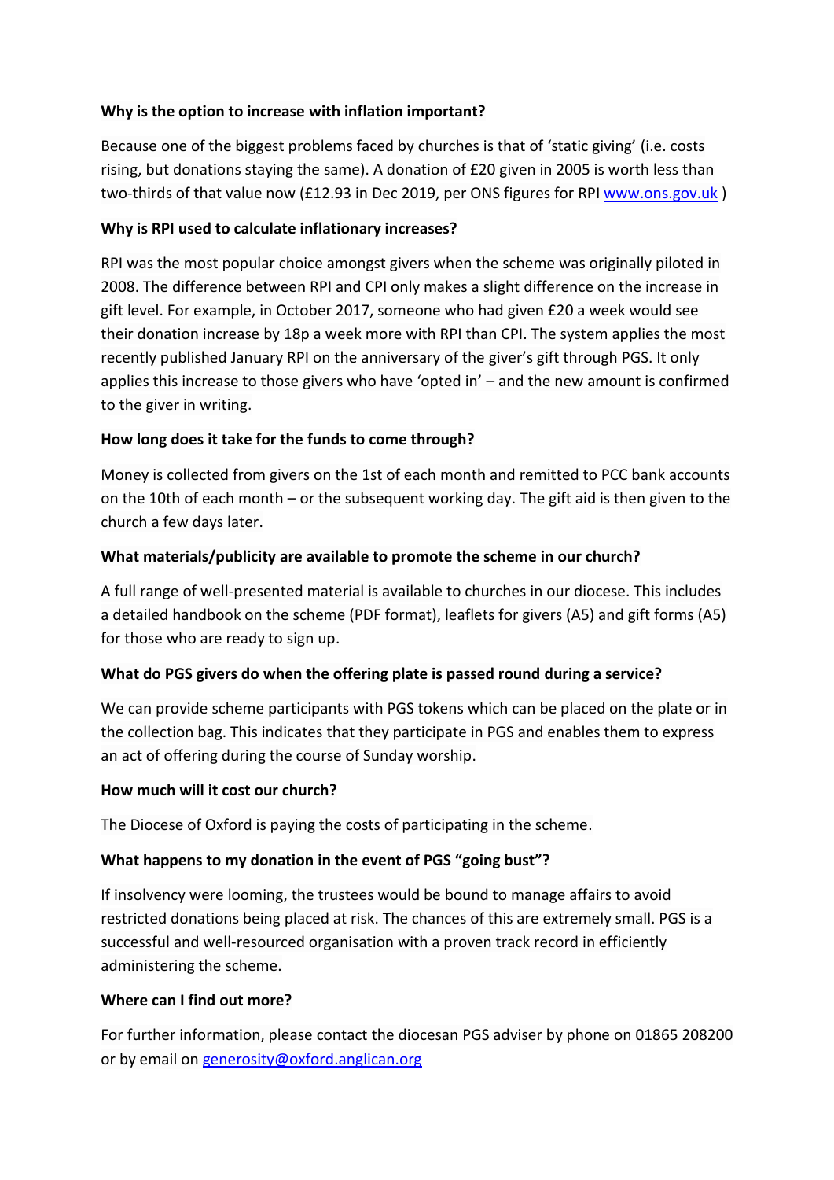**Why is the option to increase with inflation important?**

Because one of the biggest problems faced by churches is that of 'static giving' (i.e. costs rising, but donations staying the same). A donation of £20 given in 2005 is worth less than two-thirds of that value now (£12.93 in Dec 2019, per ONS figures for RPI www.ons.gov.uk )

**Why is RPI used to calculate inflationary increases?**

RPI was the most popular choice amongst givers when the scheme was originally piloted in 2008. The difference between RPI and CPI only makes a slight difference on the increase in gift level. For example, in October 2017, someone who had given £20 a week would see their donation increase by 18p a week more with RPI than CPI. The system applies the most recently published January RPI on the anniversary of the giver's gift through PGS. It only applies this increase to those givers who have 'opted in' – and the new amount is confirmed to the giver in writing.

**How long does it take for the funds to come through?**

Money is collected from givers on the 1st of each month and remitted to PCC bank accounts on the 10th of each month – or the subsequent working day. The gift aid is then given to the church a few days later.

**What materials/publicity are available to promote the scheme in our church?**

A full range of well-presented material is available to churches in our diocese. This includes a detailed handbook on the scheme (PDF format), leaflets for givers (A5) and gift forms (A5) for those who are ready to sign up.

**What do PGS givers do when the offering plate is passed round during a service?**

We can provide scheme participants with PGS tokens which can be placed on the plate or in the collection bag. This indicates that they participate in PGS and enables them to express an act of offering during the course of Sunday worship.

**How much will it cost our church?**

The Diocese of Oxford is paying the costs of participating in the scheme.

**What happens to my donation in the event of PGS "going bust"?**

If insolvency were looming, the trustees would be bound to manage affairs to avoid restricted donations being placed at risk. The chances of this are extremely small. PGS is a successful and well-resourced organisation with a proven track record in efficiently administering the scheme.

**Where can I find out more?**

For further information, please contact the diocesan PGS adviser by phone on 01865 208200 or by email on generosity@oxford.anglican.org